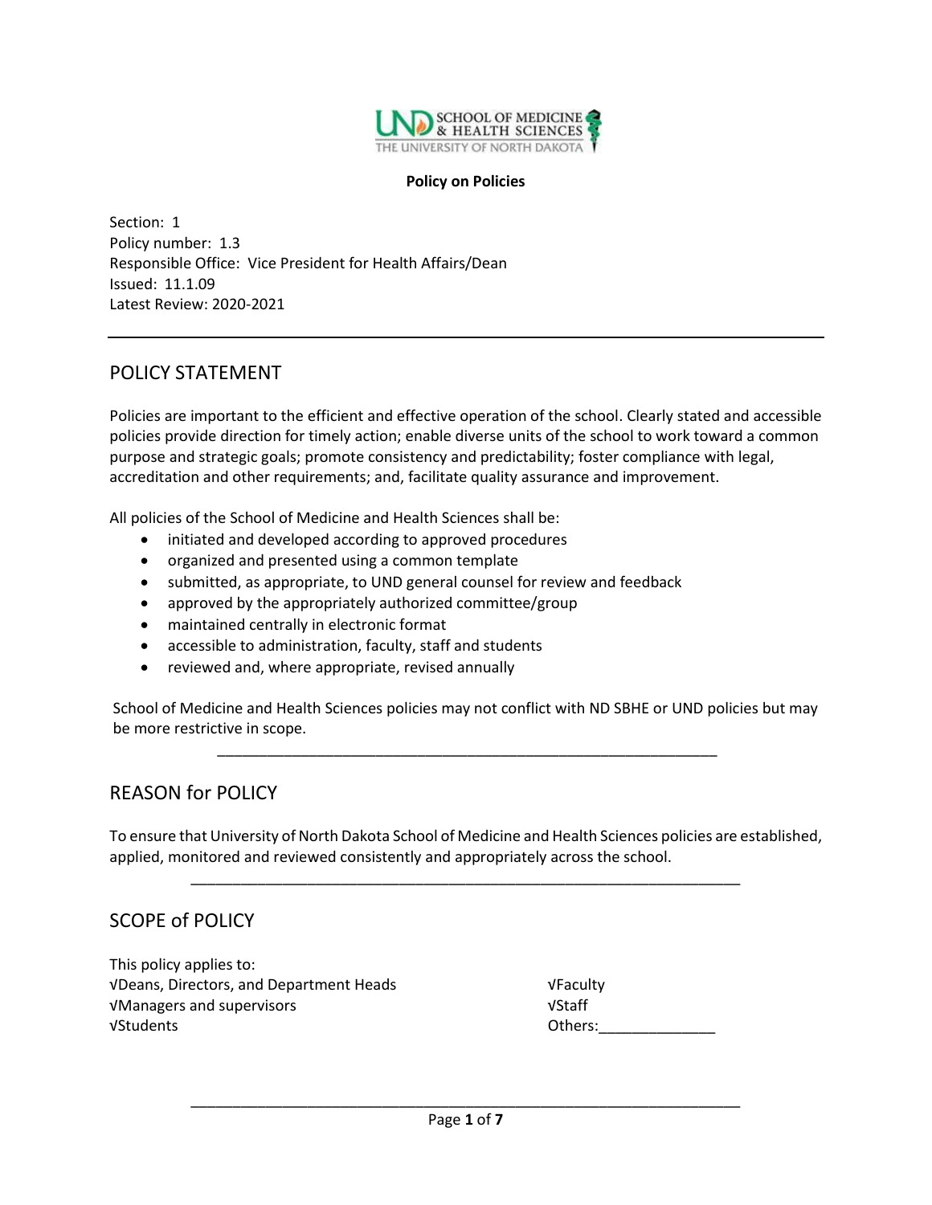**Policy on Policies**

Section: 1
Policy number: 1.3
Responsible Office: Vice President for Health Affairs/Dean
Issued: 11.1.09
Latest Review: 2020-2021

---

## POLICY STATEMENT

Policies are important to the efficient and effective operation of the school. Clearly stated and accessible policies provide direction for timely action; enable diverse units of the school to work toward a common purpose and strategic goals; promote consistency and predictability; foster compliance with legal, accreditation and other requirements; and, facilitate quality assurance and improvement.

All policies of the School of Medicine and Health Sciences shall be:

- initiated and developed according to approved procedures
- organized and presented using a common template
- submitted, as appropriate, to UND general counsel for review and feedback
- approved by the appropriately authorized committee/group
- maintained centrally in electronic format
- accessible to administration, faculty, staff and students
- reviewed and, where appropriate, revised annually

School of Medicine and Health Sciences policies may not conflict with ND SBHE or UND policies but may be more restrictive in scope.

---

## REASON for POLICY

To ensure that University of North Dakota School of Medicine and Health Sciences policies are established, applied, monitored and reviewed consistently and appropriately across the school.

---

## SCOPE of POLICY

This policy applies to:

√Deans, Directors, and Department Heads
√Managers and supervisors
√Students
√Faculty
√Staff
Others:______________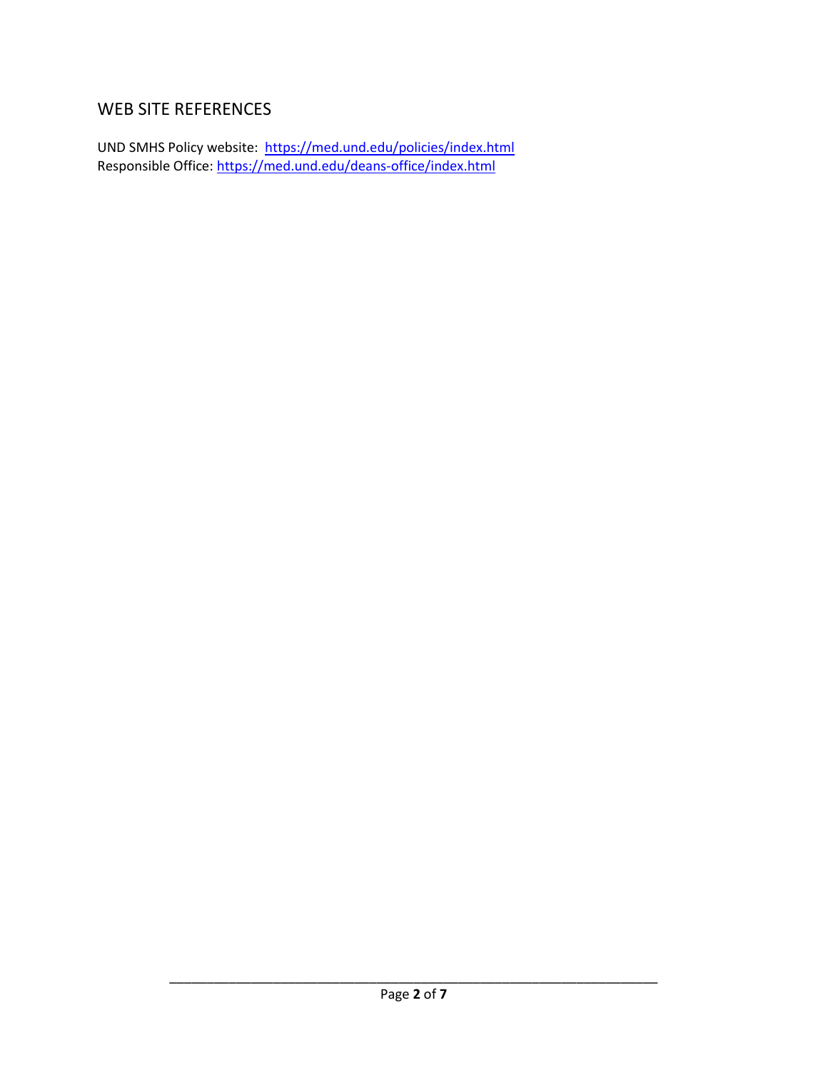## WEB SITE REFERENCES

UND SMHS Policy website: [https://med.und.edu/policies/index.html](https://med.und.edu/policies/index.html)
Responsible Office: [https://med.und.edu/deans-office/index.html](https://med.und.edu/deans-office/index.html)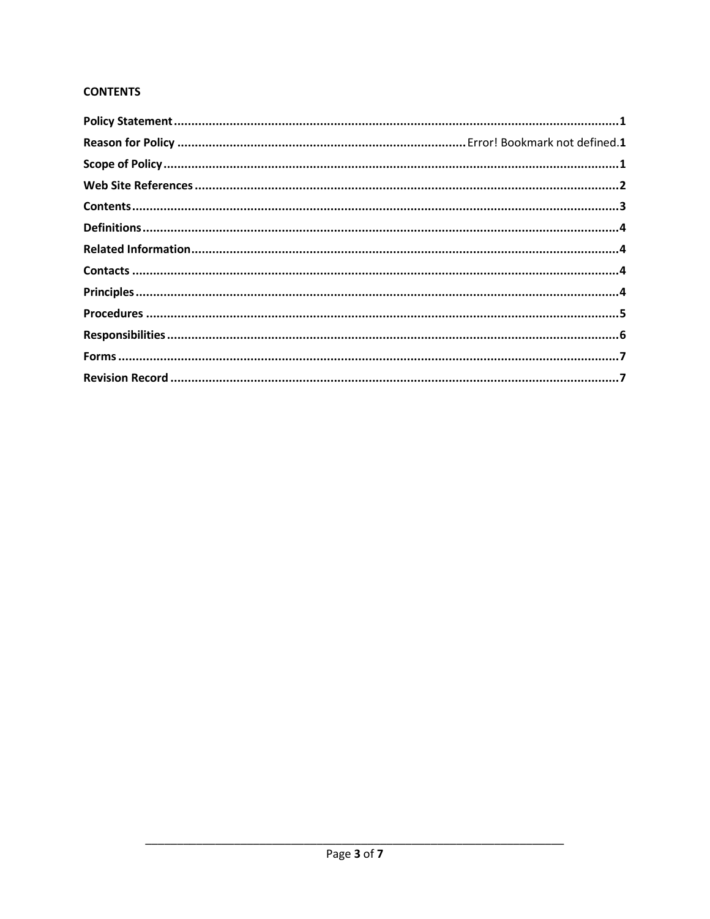**CONTENTS**

**Policy Statement**..............................................................................................................................**1**
**Reason for Policy** ........................................................................... Error! Bookmark not defined.**1**
**Scope of Policy**...................................................................................................................................**1**
**Web Site References**..........................................................................................................................**2**
**Contents**...............................................................................................................................................**3**
**Definitions**...........................................................................................................................................**4**
**Related Information**............................................................................................................................**4**
**Contacts** ..............................................................................................................................................**4**
**Principles**.............................................................................................................................................**4**
**Procedures** .........................................................................................................................................**5**
**Responsibilities**..................................................................................................................................**6**
**Forms** ...................................................................................................................................................**7**
**Revision Record** .................................................................................................................................**7**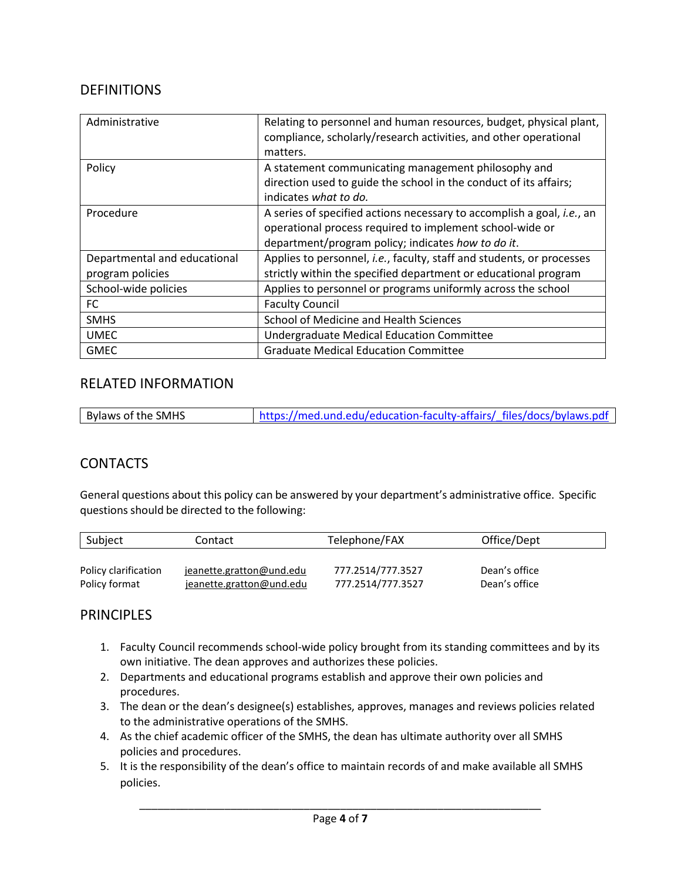## DEFINITIONS

| | |
|---|---|
| Administrative | Relating to personnel and human resources, budget, physical plant, compliance, scholarly/research activities, and other operational matters. |
| Policy | A statement communicating management philosophy and direction used to guide the school in the conduct of its affairs; indicates *what to do.* |
| Procedure | A series of specified actions necessary to accomplish a goal, *i.e.*, an operational process required to implement school-wide or department/program policy; indicates *how to do it*. |
| Departmental and educational program policies | Applies to personnel, *i.e.*, faculty, staff and students, or processes strictly within the specified department or educational program |
| School-wide policies | Applies to personnel or programs uniformly across the school |
| FC | Faculty Council |
| SMHS | School of Medicine and Health Sciences |
| UMEC | Undergraduate Medical Education Committee |
| GMEC | Graduate Medical Education Committee |

## RELATED INFORMATION

| | |
|---|---|
| Bylaws of the SMHS | https://med.und.edu/education-faculty-affairs/_files/docs/bylaws.pdf |

## CONTACTS

General questions about this policy can be answered by your department's administrative office. Specific questions should be directed to the following:

| Subject | Contact | Telephone/FAX | Office/Dept |
|---|---|---|---|
| Policy clarification | jeanette.gratton@und.edu | 777.2514/777.3527 | Dean's office |
| Policy format | jeanette.gratton@und.edu | 777.2514/777.3527 | Dean's office |

## PRINCIPLES

1. Faculty Council recommends school-wide policy brought from its standing committees and by its own initiative. The dean approves and authorizes these policies.
2. Departments and educational programs establish and approve their own policies and procedures.
3. The dean or the dean's designee(s) establishes, approves, manages and reviews policies related to the administrative operations of the SMHS.
4. As the chief academic officer of the SMHS, the dean has ultimate authority over all SMHS policies and procedures.
5. It is the responsibility of the dean's office to maintain records of and make available all SMHS policies.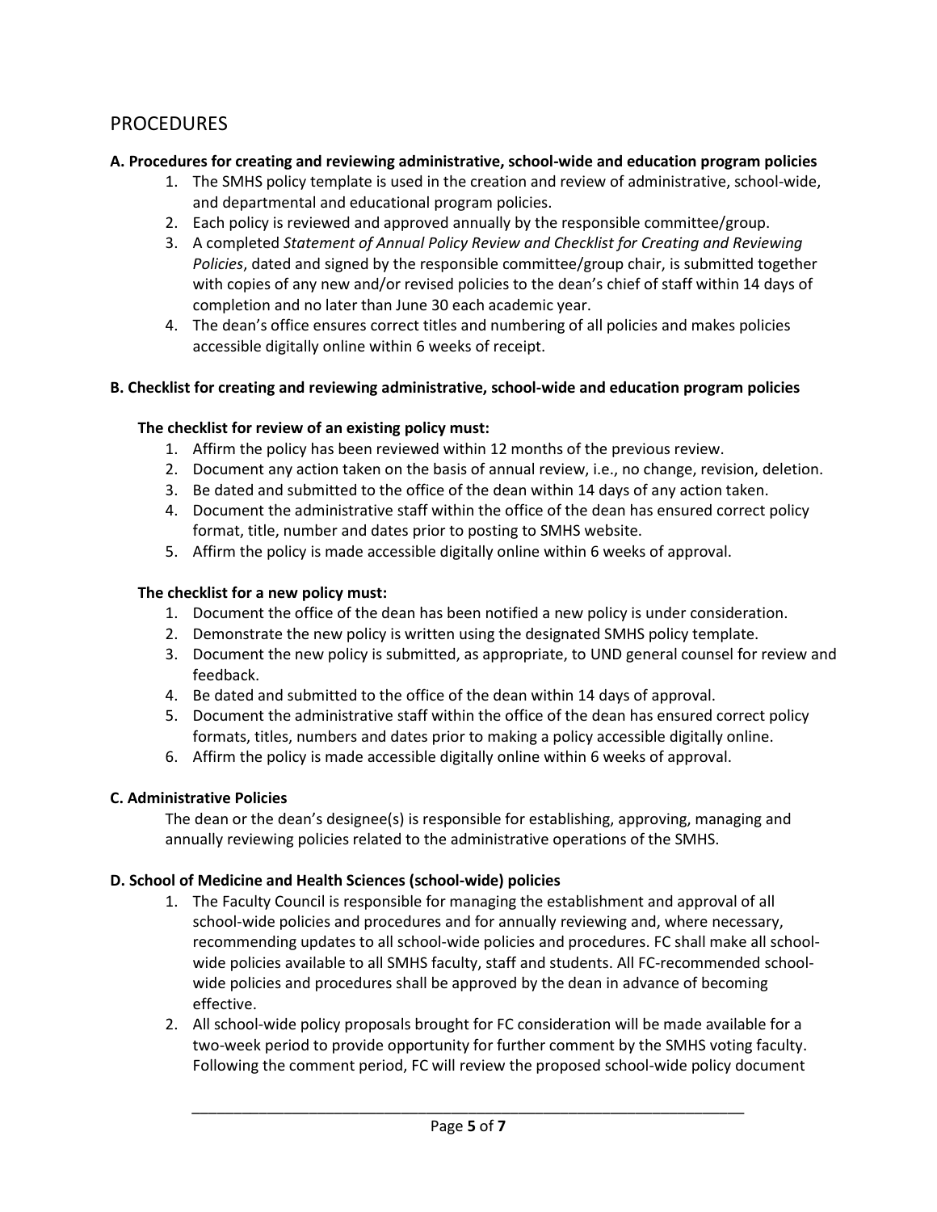## PROCEDURES

**A. Procedures for creating and reviewing administrative, school-wide and education program policies**

1. The SMHS policy template is used in the creation and review of administrative, school-wide, and departmental and educational program policies.
2. Each policy is reviewed and approved annually by the responsible committee/group.
3. A completed *Statement of Annual Policy Review and Checklist for Creating and Reviewing Policies*, dated and signed by the responsible committee/group chair, is submitted together with copies of any new and/or revised policies to the dean's chief of staff within 14 days of completion and no later than June 30 each academic year.
4. The dean's office ensures correct titles and numbering of all policies and makes policies accessible digitally online within 6 weeks of receipt.

**B. Checklist for creating and reviewing administrative, school-wide and education program policies**

**The checklist for review of an existing policy must:**

1. Affirm the policy has been reviewed within 12 months of the previous review.
2. Document any action taken on the basis of annual review, i.e., no change, revision, deletion.
3. Be dated and submitted to the office of the dean within 14 days of any action taken.
4. Document the administrative staff within the office of the dean has ensured correct policy format, title, number and dates prior to posting to SMHS website.
5. Affirm the policy is made accessible digitally online within 6 weeks of approval.

**The checklist for a new policy must:**

1. Document the office of the dean has been notified a new policy is under consideration.
2. Demonstrate the new policy is written using the designated SMHS policy template.
3. Document the new policy is submitted, as appropriate, to UND general counsel for review and feedback.
4. Be dated and submitted to the office of the dean within 14 days of approval.
5. Document the administrative staff within the office of the dean has ensured correct policy formats, titles, numbers and dates prior to making a policy accessible digitally online.
6. Affirm the policy is made accessible digitally online within 6 weeks of approval.

**C. Administrative Policies**

The dean or the dean's designee(s) is responsible for establishing, approving, managing and annually reviewing policies related to the administrative operations of the SMHS.

**D. School of Medicine and Health Sciences (school-wide) policies**

1. The Faculty Council is responsible for managing the establishment and approval of all school-wide policies and procedures and for annually reviewing and, where necessary, recommending updates to all school-wide policies and procedures. FC shall make all school-wide policies available to all SMHS faculty, staff and students. All FC-recommended school-wide policies and procedures shall be approved by the dean in advance of becoming effective.
2. All school-wide policy proposals brought for FC consideration will be made available for a two-week period to provide opportunity for further comment by the SMHS voting faculty. Following the comment period, FC will review the proposed school-wide policy document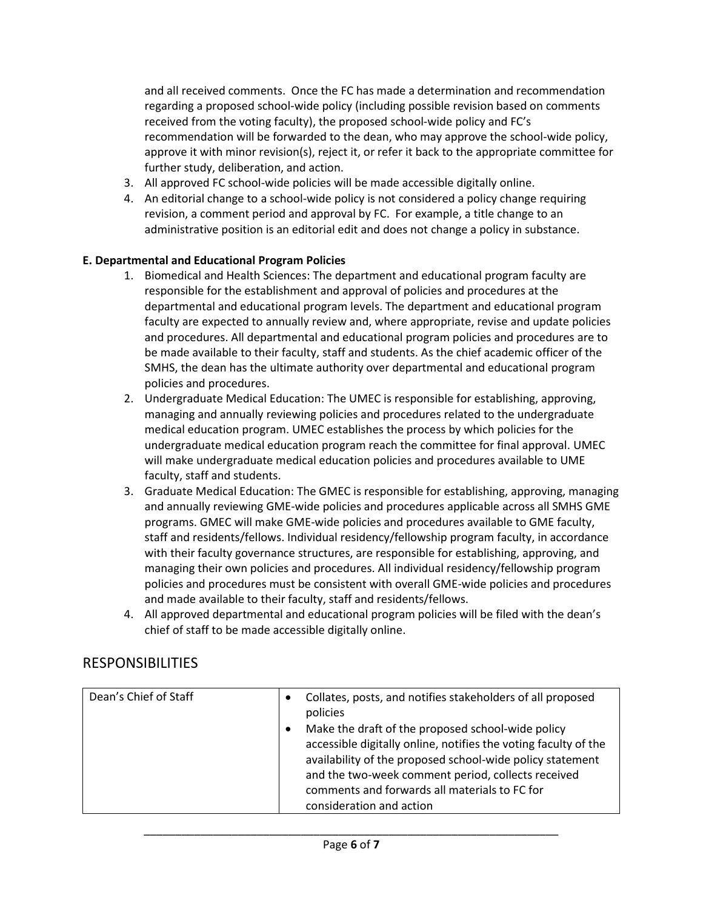and all received comments. Once the FC has made a determination and recommendation regarding a proposed school-wide policy (including possible revision based on comments received from the voting faculty), the proposed school-wide policy and FC's recommendation will be forwarded to the dean, who may approve the school-wide policy, approve it with minor revision(s), reject it, or refer it back to the appropriate committee for further study, deliberation, and action.

3. All approved FC school-wide policies will be made accessible digitally online.
4. An editorial change to a school-wide policy is not considered a policy change requiring revision, a comment period and approval by FC. For example, a title change to an administrative position is an editorial edit and does not change a policy in substance.

**E. Departmental and Educational Program Policies**

1. Biomedical and Health Sciences: The department and educational program faculty are responsible for the establishment and approval of policies and procedures at the departmental and educational program levels. The department and educational program faculty are expected to annually review and, where appropriate, revise and update policies and procedures. All departmental and educational program policies and procedures are to be made available to their faculty, staff and students. As the chief academic officer of the SMHS, the dean has the ultimate authority over departmental and educational program policies and procedures.
2. Undergraduate Medical Education: The UMEC is responsible for establishing, approving, managing and annually reviewing policies and procedures related to the undergraduate medical education program. UMEC establishes the process by which policies for the undergraduate medical education program reach the committee for final approval. UMEC will make undergraduate medical education policies and procedures available to UME faculty, staff and students.
3. Graduate Medical Education: The GMEC is responsible for establishing, approving, managing and annually reviewing GME-wide policies and procedures applicable across all SMHS GME programs. GMEC will make GME-wide policies and procedures available to GME faculty, staff and residents/fellows. Individual residency/fellowship program faculty, in accordance with their faculty governance structures, are responsible for establishing, approving, and managing their own policies and procedures. All individual residency/fellowship program policies and procedures must be consistent with overall GME-wide policies and procedures and made available to their faculty, staff and residents/fellows.
4. All approved departmental and educational program policies will be filed with the dean's chief of staff to be made accessible digitally online.

## RESPONSIBILITIES

| | |
|---|---|
| Dean's Chief of Staff | • Collates, posts, and notifies stakeholders of all proposed policies<br>• Make the draft of the proposed school-wide policy accessible digitally online, notifies the voting faculty of the availability of the proposed school-wide policy statement and the two-week comment period, collects received comments and forwards all materials to FC for consideration and action |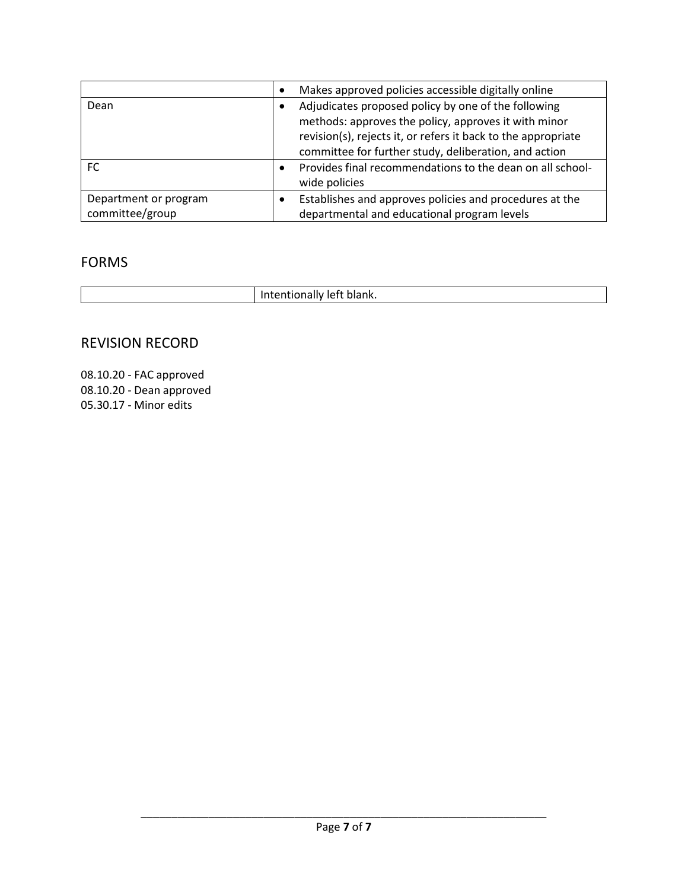| | |
|---|---|
| | • Makes approved policies accessible digitally online |
| Dean | • Adjudicates proposed policy by one of the following methods: approves the policy, approves it with minor revision(s), rejects it, or refers it back to the appropriate committee for further study, deliberation, and action |
| FC | • Provides final recommendations to the dean on all school-wide policies |
| Department or program committee/group | • Establishes and approves policies and procedures at the departmental and educational program levels |

## FORMS

| | |
|---|---|
| | Intentionally left blank. |

## REVISION RECORD

08.10.20 - FAC approved
08.10.20 - Dean approved
05.30.17 - Minor edits